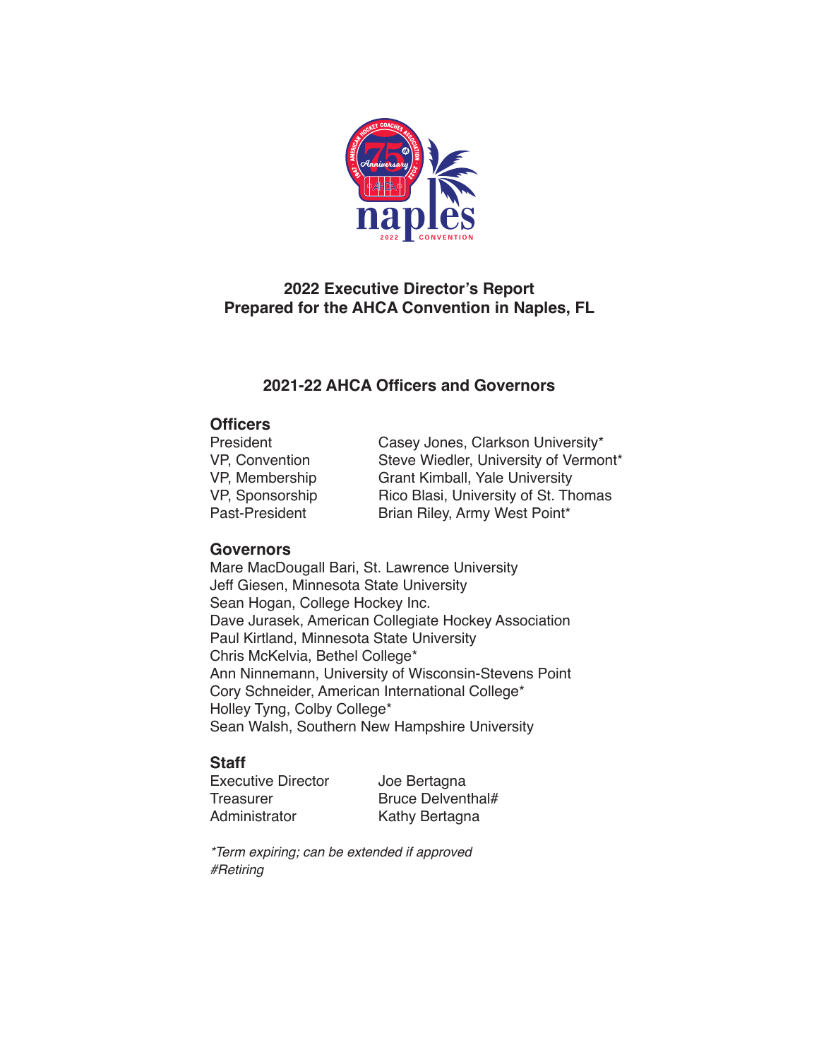## 2022 Executive Director's Report
## Prepared for the AHCA Convention in Naples, FL

### 2021-22 AHCA Officers and Governors

#### Officers

| | |
|---|---|
| President | Casey Jones, Clarkson University* |
| VP, Convention | Steve Wiedler, University of Vermont* |
| VP, Membership | Grant Kimball, Yale University |
| VP, Sponsorship | Rico Blasi, University of St. Thomas |
| Past-President | Brian Riley, Army West Point* |

#### Governors

Mare MacDougall Bari, St. Lawrence University
Jeff Giesen, Minnesota State University
Sean Hogan, College Hockey Inc.
Dave Jurasek, American Collegiate Hockey Association
Paul Kirtland, Minnesota State University
Chris McKelvia, Bethel College*
Ann Ninnemann, University of Wisconsin-Stevens Point
Cory Schneider, American International College*
Holley Tyng, Colby College*
Sean Walsh, Southern New Hampshire University

#### Staff

| | |
|---|---|
| Executive Director | Joe Bertagna |
| Treasurer | Bruce Delventhal# |
| Administrator | Kathy Bertagna |

*\*Term expiring; can be extended if approved*
*#Retiring*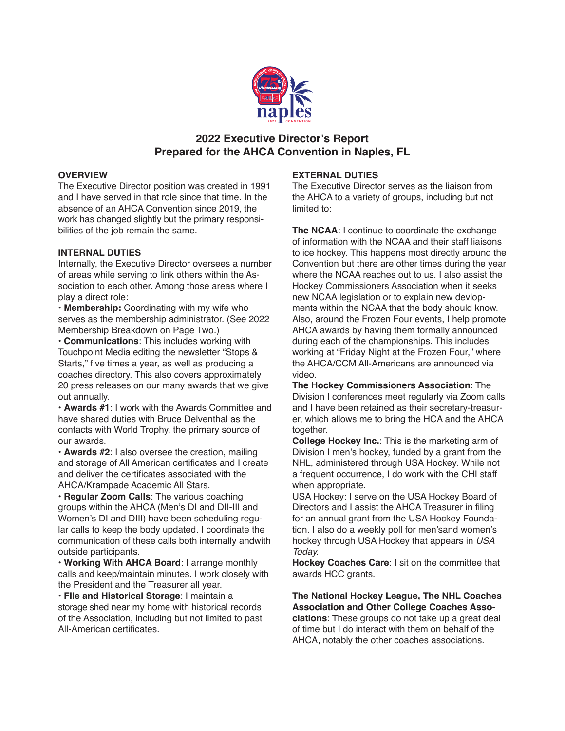## 2022 Executive Director's Report
## Prepared for the AHCA Convention in Naples, FL

### OVERVIEW

The Executive Director position was created in 1991 and I have served in that role since that time. In the absence of an AHCA Convention since 2019, the work has changed slightly but the primary responsibilities of the job remain the same.

### INTERNAL DUTIES

Internally, the Executive Director oversees a number of areas while serving to link others within the Association to each other. Among those areas where I play a direct role:

- **Membership:** Coordinating with my wife who serves as the membership administrator. (See 2022 Membership Breakdown on Page Two.)
- **Communications**: This includes working with Touchpoint Media editing the newsletter "Stops & Starts," five times a year, as well as producing a coaches directory. This also covers approximately 20 press releases on our many awards that we give out annually.
- **Awards #1**: I work with the Awards Committee and have shared duties with Bruce Delventhal as the contacts with World Trophy. the primary source of our awards.
- **Awards #2**: I also oversee the creation, mailing and storage of All American certificates and I create and deliver the certificates associated with the AHCA/Krampade Academic All Stars.
- **Regular Zoom Calls**: The various coaching groups within the AHCA (Men's DI and DII-III and Women's DI and DIII) have been scheduling regular calls to keep the body updated. I coordinate the communication of these calls both internally andwith outside participants.
- **Working With AHCA Board**: I arrange monthly calls and keep/maintain minutes. I work closely with the President and the Treasurer all year.
- **FIle and Historical Storage**: I maintain a storage shed near my home with historical records of the Association, including but not limited to past All-American certificates.

### EXTERNAL DUTIES

The Executive Director serves as the liaison from the AHCA to a variety of groups, including but not limited to:

**The NCAA**: I continue to coordinate the exchange of information with the NCAA and their staff liaisons to ice hockey. This happens most directly around the Convention but there are other times during the year where the NCAA reaches out to us. I also assist the Hockey Commissioners Association when it seeks new NCAA legislation or to explain new devlopments within the NCAA that the body should know. Also, around the Frozen Four events, I help promote AHCA awards by having them formally announced during each of the championships. This includes working at "Friday Night at the Frozen Four," where the AHCA/CCM All-Americans are announced via video.

**The Hockey Commissioners Association**: The Division I conferences meet regularly via Zoom calls and I have been retained as their secretary-treasurer, which allows me to bring the HCA and the AHCA together.

**College Hockey Inc.**: This is the marketing arm of Division I men's hockey, funded by a grant from the NHL, administered through USA Hockey. While not a frequent occurrence, I do work with the CHI staff when appropriate.

USA Hockey: I serve on the USA Hockey Board of Directors and I assist the AHCA Treasurer in filing for an annual grant from the USA Hockey Foundation. I also do a weekly poll for men'sand women's hockey through USA Hockey that appears in *USA Today*.

**Hockey Coaches Care**: I sit on the committee that awards HCC grants.

**The National Hockey League, The NHL Coaches Association and Other College Coaches Associations**: These groups do not take up a great deal of time but I do interact with them on behalf of the AHCA, notably the other coaches associations.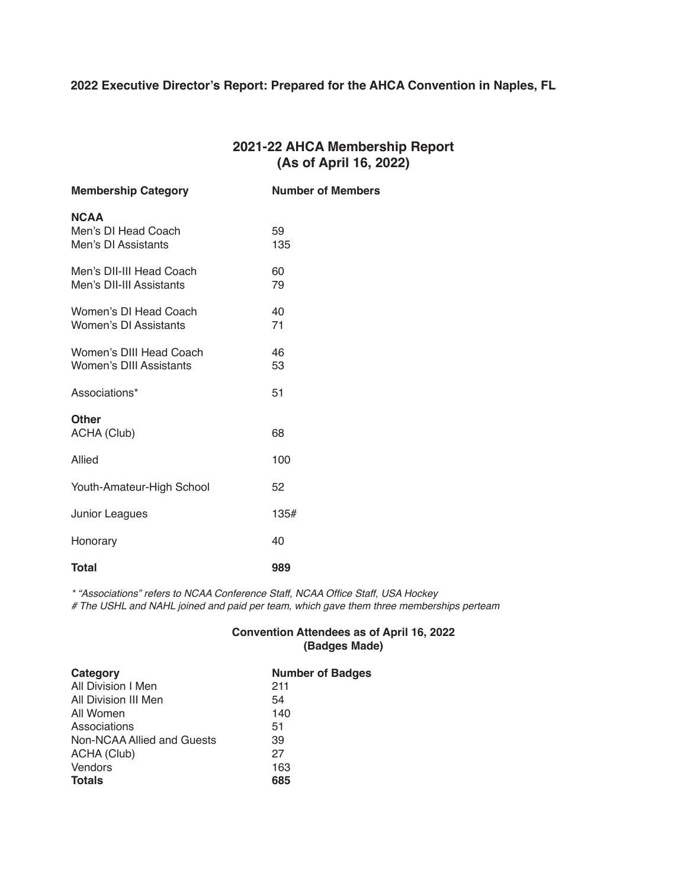**2022 Executive Director's Report: Prepared for the AHCA Convention in Naples, FL**

## 2021-22 AHCA Membership Report
## (As of April 16, 2022)

| Membership Category | Number of Members |
|---|---|
| **NCAA** | |
| Men's DI Head Coach | 59 |
| Men's DI Assistants | 135 |
| Men's DII-III Head Coach | 60 |
| Men's DII-III Assistants | 79 |
| Women's DI Head Coach | 40 |
| Women's DI Assistants | 71 |
| Women's DIII Head Coach | 46 |
| Women's DIII Assistants | 53 |
| Associations* | 51 |
| **Other** | |
| ACHA (Club) | 68 |
| Allied | 100 |
| Youth-Amateur-High School | 52 |
| Junior Leagues | 135# |
| Honorary | 40 |
| **Total** | **989** |

*\* "Associations" refers to NCAA Conference Staff, NCAA Office Staff, USA Hockey*
*# The USHL and NAHL joined and paid per team, which gave them three memberships perteam*

### Convention Attendees as of April 16, 2022
### (Badges Made)

| Category | Number of Badges |
|---|---|
| All Division I Men | 211 |
| All Division III Men | 54 |
| All Women | 140 |
| Associations | 51 |
| Non-NCAA Allied and Guests | 39 |
| ACHA (Club) | 27 |
| Vendors | 163 |
| **Totals** | **685** |